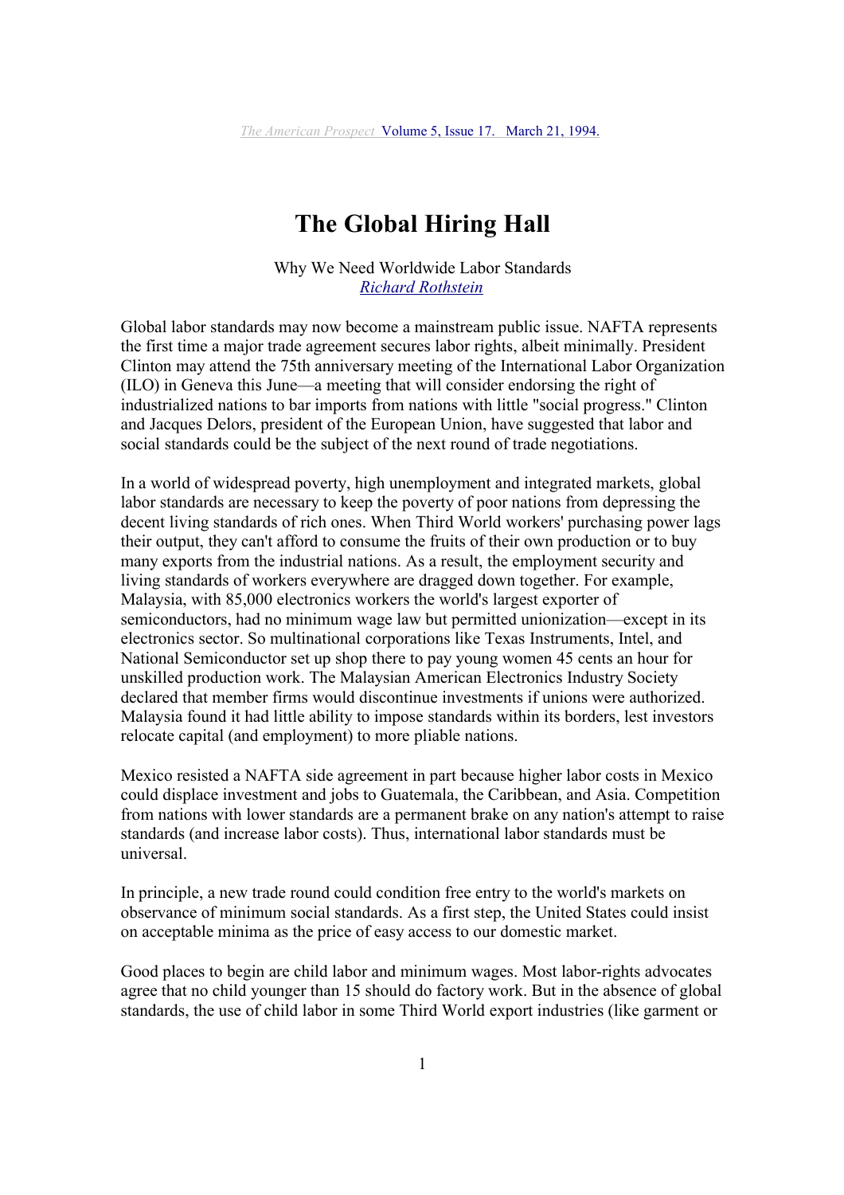The American Prospect Volume 5, Issue 17. March 21, 1994.

# The Global Hiring Hall

Why We Need Worldwide Labor Standards
Richard Rothstein

Global labor standards may now become a mainstream public issue. NAFTA represents the first time a major trade agreement secures labor rights, albeit minimally. President Clinton may attend the 75th anniversary meeting of the International Labor Organization (ILO) in Geneva this June—a meeting that will consider endorsing the right of industrialized nations to bar imports from nations with little "social progress." Clinton and Jacques Delors, president of the European Union, have suggested that labor and social standards could be the subject of the next round of trade negotiations.

In a world of widespread poverty, high unemployment and integrated markets, global labor standards are necessary to keep the poverty of poor nations from depressing the decent living standards of rich ones. When Third World workers' purchasing power lags their output, they can't afford to consume the fruits of their own production or to buy many exports from the industrial nations. As a result, the employment security and living standards of workers everywhere are dragged down together. For example, Malaysia, with 85,000 electronics workers the world's largest exporter of semiconductors, had no minimum wage law but permitted unionization—except in its electronics sector. So multinational corporations like Texas Instruments, Intel, and National Semiconductor set up shop there to pay young women 45 cents an hour for unskilled production work. The Malaysian American Electronics Industry Society declared that member firms would discontinue investments if unions were authorized. Malaysia found it had little ability to impose standards within its borders, lest investors relocate capital (and employment) to more pliable nations.

Mexico resisted a NAFTA side agreement in part because higher labor costs in Mexico could displace investment and jobs to Guatemala, the Caribbean, and Asia. Competition from nations with lower standards are a permanent brake on any nation's attempt to raise standards (and increase labor costs). Thus, international labor standards must be universal.

In principle, a new trade round could condition free entry to the world's markets on observance of minimum social standards. As a first step, the United States could insist on acceptable minima as the price of easy access to our domestic market.

Good places to begin are child labor and minimum wages. Most labor-rights advocates agree that no child younger than 15 should do factory work. But in the absence of global standards, the use of child labor in some Third World export industries (like garment or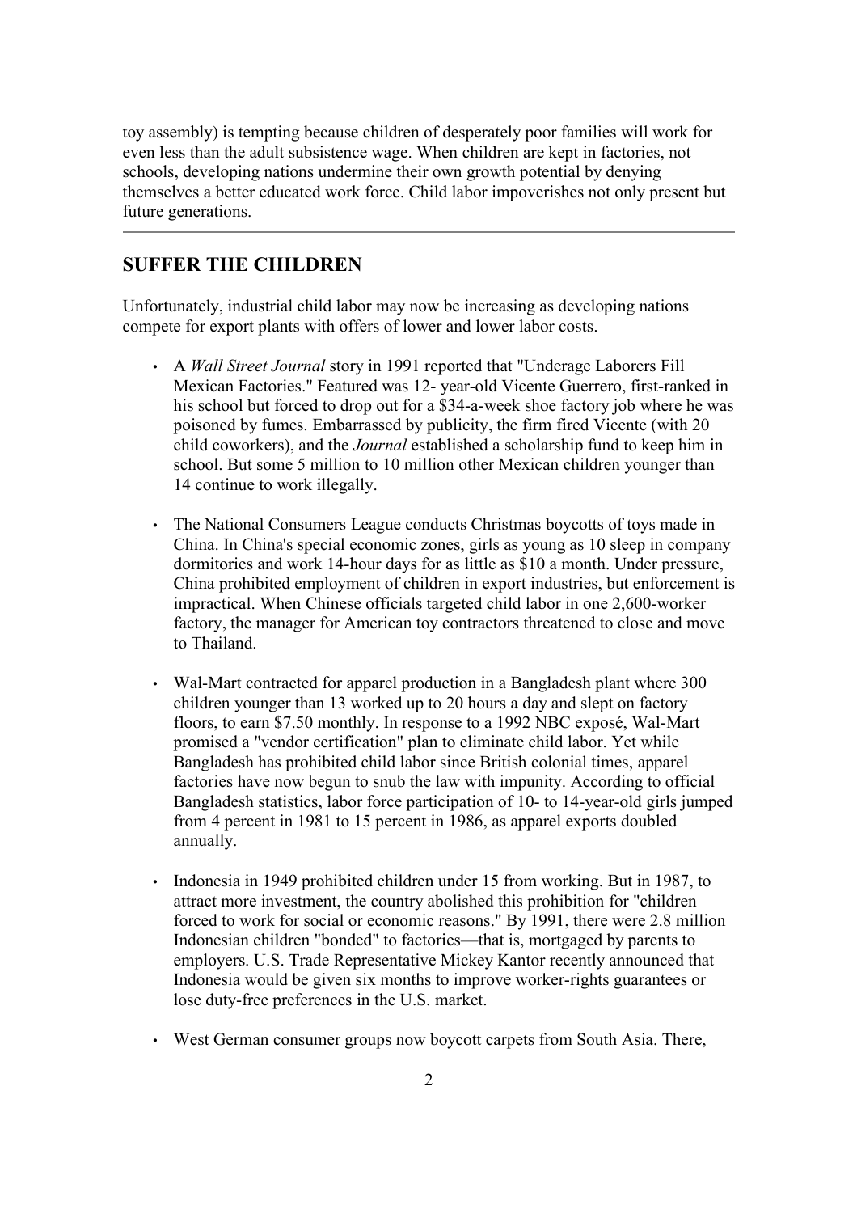toy assembly) is tempting because children of desperately poor families will work for even less than the adult subsistence wage. When children are kept in factories, not schools, developing nations undermine their own growth potential by denying themselves a better educated work force. Child labor impoverishes not only present but future generations.

---

## SUFFER THE CHILDREN

Unfortunately, industrial child labor may now be increasing as developing nations compete for export plants with offers of lower and lower labor costs.

- A *Wall Street Journal* story in 1991 reported that "Underage Laborers Fill Mexican Factories." Featured was 12- year-old Vicente Guerrero, first-ranked in his school but forced to drop out for a $34-a-week shoe factory job where he was poisoned by fumes. Embarrassed by publicity, the firm fired Vicente (with 20 child coworkers), and the *Journal* established a scholarship fund to keep him in school. But some 5 million to 10 million other Mexican children younger than 14 continue to work illegally.

- The National Consumers League conducts Christmas boycotts of toys made in China. In China's special economic zones, girls as young as 10 sleep in company dormitories and work 14-hour days for as little as $10 a month. Under pressure, China prohibited employment of children in export industries, but enforcement is impractical. When Chinese officials targeted child labor in one 2,600-worker factory, the manager for American toy contractors threatened to close and move to Thailand.

- Wal-Mart contracted for apparel production in a Bangladesh plant where 300 children younger than 13 worked up to 20 hours a day and slept on factory floors, to earn $7.50 monthly. In response to a 1992 NBC exposé, Wal-Mart promised a "vendor certification" plan to eliminate child labor. Yet while Bangladesh has prohibited child labor since British colonial times, apparel factories have now begun to snub the law with impunity. According to official Bangladesh statistics, labor force participation of 10- to 14-year-old girls jumped from 4 percent in 1981 to 15 percent in 1986, as apparel exports doubled annually.

- Indonesia in 1949 prohibited children under 15 from working. But in 1987, to attract more investment, the country abolished this prohibition for "children forced to work for social or economic reasons." By 1991, there were 2.8 million Indonesian children "bonded" to factories—that is, mortgaged by parents to employers. U.S. Trade Representative Mickey Kantor recently announced that Indonesia would be given six months to improve worker-rights guarantees or lose duty-free preferences in the U.S. market.

- West German consumer groups now boycott carpets from South Asia. There,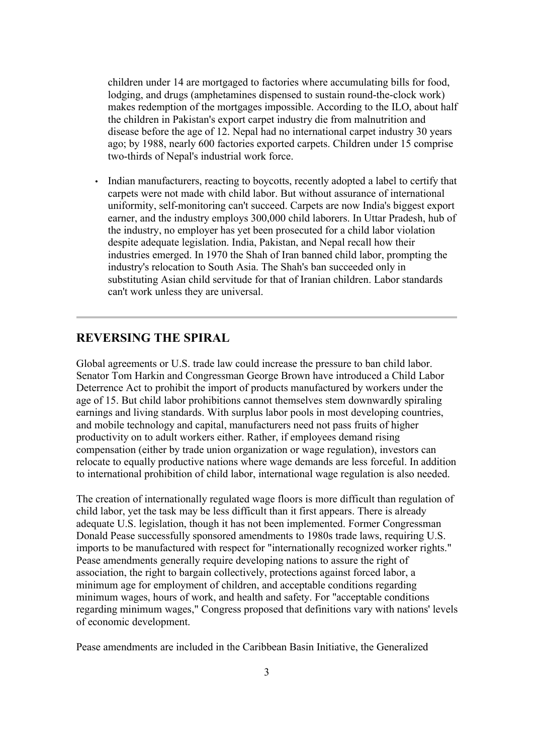children under 14 are mortgaged to factories where accumulating bills for food, lodging, and drugs (amphetamines dispensed to sustain round-the-clock work) makes redemption of the mortgages impossible. According to the ILO, about half the children in Pakistan's export carpet industry die from malnutrition and disease before the age of 12. Nepal had no international carpet industry 30 years ago; by 1988, nearly 600 factories exported carpets. Children under 15 comprise two-thirds of Nepal's industrial work force.

- Indian manufacturers, reacting to boycotts, recently adopted a label to certify that carpets were not made with child labor. But without assurance of international uniformity, self-monitoring can't succeed. Carpets are now India's biggest export earner, and the industry employs 300,000 child laborers. In Uttar Pradesh, hub of the industry, no employer has yet been prosecuted for a child labor violation despite adequate legislation. India, Pakistan, and Nepal recall how their industries emerged. In 1970 the Shah of Iran banned child labor, prompting the industry's relocation to South Asia. The Shah's ban succeeded only in substituting Asian child servitude for that of Iranian children. Labor standards can't work unless they are universal.

---

## REVERSING THE SPIRAL

Global agreements or U.S. trade law could increase the pressure to ban child labor. Senator Tom Harkin and Congressman George Brown have introduced a Child Labor Deterrence Act to prohibit the import of products manufactured by workers under the age of 15. But child labor prohibitions cannot themselves stem downwardly spiraling earnings and living standards. With surplus labor pools in most developing countries, and mobile technology and capital, manufacturers need not pass fruits of higher productivity on to adult workers either. Rather, if employees demand rising compensation (either by trade union organization or wage regulation), investors can relocate to equally productive nations where wage demands are less forceful. In addition to international prohibition of child labor, international wage regulation is also needed.

The creation of internationally regulated wage floors is more difficult than regulation of child labor, yet the task may be less difficult than it first appears. There is already adequate U.S. legislation, though it has not been implemented. Former Congressman Donald Pease successfully sponsored amendments to 1980s trade laws, requiring U.S. imports to be manufactured with respect for "internationally recognized worker rights." Pease amendments generally require developing nations to assure the right of association, the right to bargain collectively, protections against forced labor, a minimum age for employment of children, and acceptable conditions regarding minimum wages, hours of work, and health and safety. For "acceptable conditions regarding minimum wages," Congress proposed that definitions vary with nations' levels of economic development.

Pease amendments are included in the Caribbean Basin Initiative, the Generalized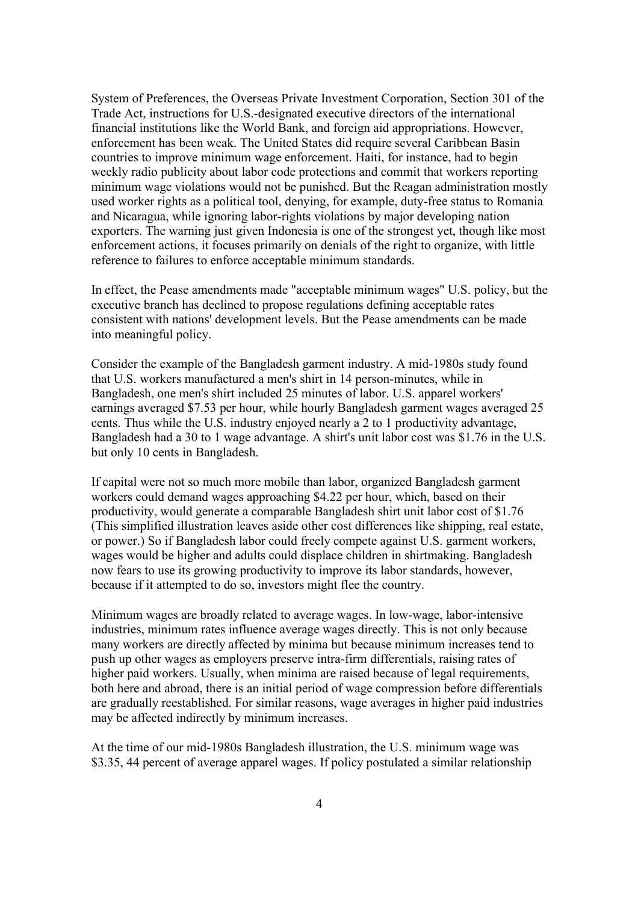System of Preferences, the Overseas Private Investment Corporation, Section 301 of the Trade Act, instructions for U.S.-designated executive directors of the international financial institutions like the World Bank, and foreign aid appropriations. However, enforcement has been weak. The United States did require several Caribbean Basin countries to improve minimum wage enforcement. Haiti, for instance, had to begin weekly radio publicity about labor code protections and commit that workers reporting minimum wage violations would not be punished. But the Reagan administration mostly used worker rights as a political tool, denying, for example, duty-free status to Romania and Nicaragua, while ignoring labor-rights violations by major developing nation exporters. The warning just given Indonesia is one of the strongest yet, though like most enforcement actions, it focuses primarily on denials of the right to organize, with little reference to failures to enforce acceptable minimum standards.

In effect, the Pease amendments made "acceptable minimum wages" U.S. policy, but the executive branch has declined to propose regulations defining acceptable rates consistent with nations' development levels. But the Pease amendments can be made into meaningful policy.

Consider the example of the Bangladesh garment industry. A mid-1980s study found that U.S. workers manufactured a men's shirt in 14 person-minutes, while in Bangladesh, one men's shirt included 25 minutes of labor. U.S. apparel workers' earnings averaged $7.53 per hour, while hourly Bangladesh garment wages averaged 25 cents. Thus while the U.S. industry enjoyed nearly a 2 to 1 productivity advantage, Bangladesh had a 30 to 1 wage advantage. A shirt's unit labor cost was $1.76 in the U.S. but only 10 cents in Bangladesh.

If capital were not so much more mobile than labor, organized Bangladesh garment workers could demand wages approaching $4.22 per hour, which, based on their productivity, would generate a comparable Bangladesh shirt unit labor cost of $1.76 (This simplified illustration leaves aside other cost differences like shipping, real estate, or power.) So if Bangladesh labor could freely compete against U.S. garment workers, wages would be higher and adults could displace children in shirtmaking. Bangladesh now fears to use its growing productivity to improve its labor standards, however, because if it attempted to do so, investors might flee the country.

Minimum wages are broadly related to average wages. In low-wage, labor-intensive industries, minimum rates influence average wages directly. This is not only because many workers are directly affected by minima but because minimum increases tend to push up other wages as employers preserve intra-firm differentials, raising rates of higher paid workers. Usually, when minima are raised because of legal requirements, both here and abroad, there is an initial period of wage compression before differentials are gradually reestablished. For similar reasons, wage averages in higher paid industries may be affected indirectly by minimum increases.

At the time of our mid-1980s Bangladesh illustration, the U.S. minimum wage was $3.35, 44 percent of average apparel wages. If policy postulated a similar relationship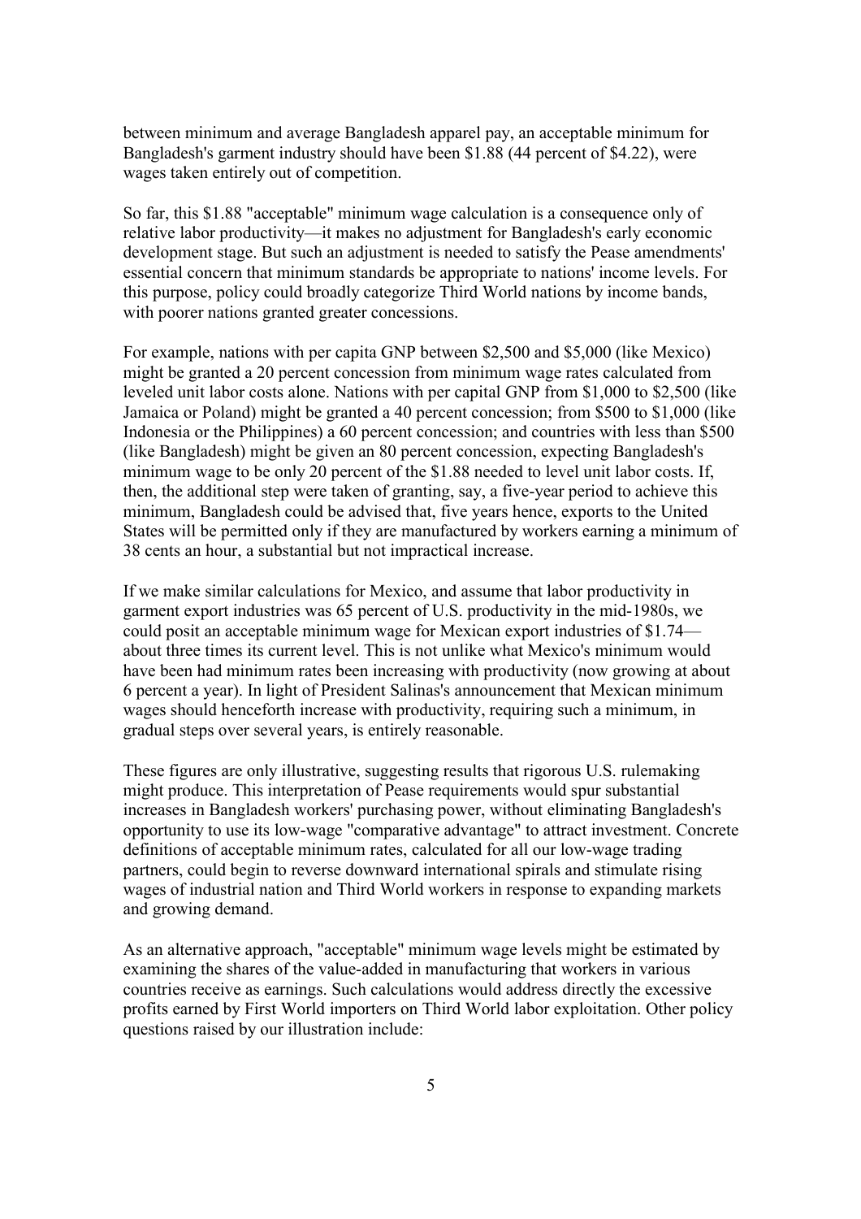between minimum and average Bangladesh apparel pay, an acceptable minimum for Bangladesh's garment industry should have been $1.88 (44 percent of $4.22), were wages taken entirely out of competition.

So far, this $1.88 "acceptable" minimum wage calculation is a consequence only of relative labor productivity—it makes no adjustment for Bangladesh's early economic development stage. But such an adjustment is needed to satisfy the Pease amendments' essential concern that minimum standards be appropriate to nations' income levels. For this purpose, policy could broadly categorize Third World nations by income bands, with poorer nations granted greater concessions.

For example, nations with per capita GNP between $2,500 and $5,000 (like Mexico) might be granted a 20 percent concession from minimum wage rates calculated from leveled unit labor costs alone. Nations with per capital GNP from $1,000 to $2,500 (like Jamaica or Poland) might be granted a 40 percent concession; from $500 to $1,000 (like Indonesia or the Philippines) a 60 percent concession; and countries with less than $500 (like Bangladesh) might be given an 80 percent concession, expecting Bangladesh's minimum wage to be only 20 percent of the $1.88 needed to level unit labor costs. If, then, the additional step were taken of granting, say, a five-year period to achieve this minimum, Bangladesh could be advised that, five years hence, exports to the United States will be permitted only if they are manufactured by workers earning a minimum of 38 cents an hour, a substantial but not impractical increase.

If we make similar calculations for Mexico, and assume that labor productivity in garment export industries was 65 percent of U.S. productivity in the mid-1980s, we could posit an acceptable minimum wage for Mexican export industries of $1.74—about three times its current level. This is not unlike what Mexico's minimum would have been had minimum rates been increasing with productivity (now growing at about 6 percent a year). In light of President Salinas's announcement that Mexican minimum wages should henceforth increase with productivity, requiring such a minimum, in gradual steps over several years, is entirely reasonable.

These figures are only illustrative, suggesting results that rigorous U.S. rulemaking might produce. This interpretation of Pease requirements would spur substantial increases in Bangladesh workers' purchasing power, without eliminating Bangladesh's opportunity to use its low-wage "comparative advantage" to attract investment. Concrete definitions of acceptable minimum rates, calculated for all our low-wage trading partners, could begin to reverse downward international spirals and stimulate rising wages of industrial nation and Third World workers in response to expanding markets and growing demand.

As an alternative approach, "acceptable" minimum wage levels might be estimated by examining the shares of the value-added in manufacturing that workers in various countries receive as earnings. Such calculations would address directly the excessive profits earned by First World importers on Third World labor exploitation. Other policy questions raised by our illustration include: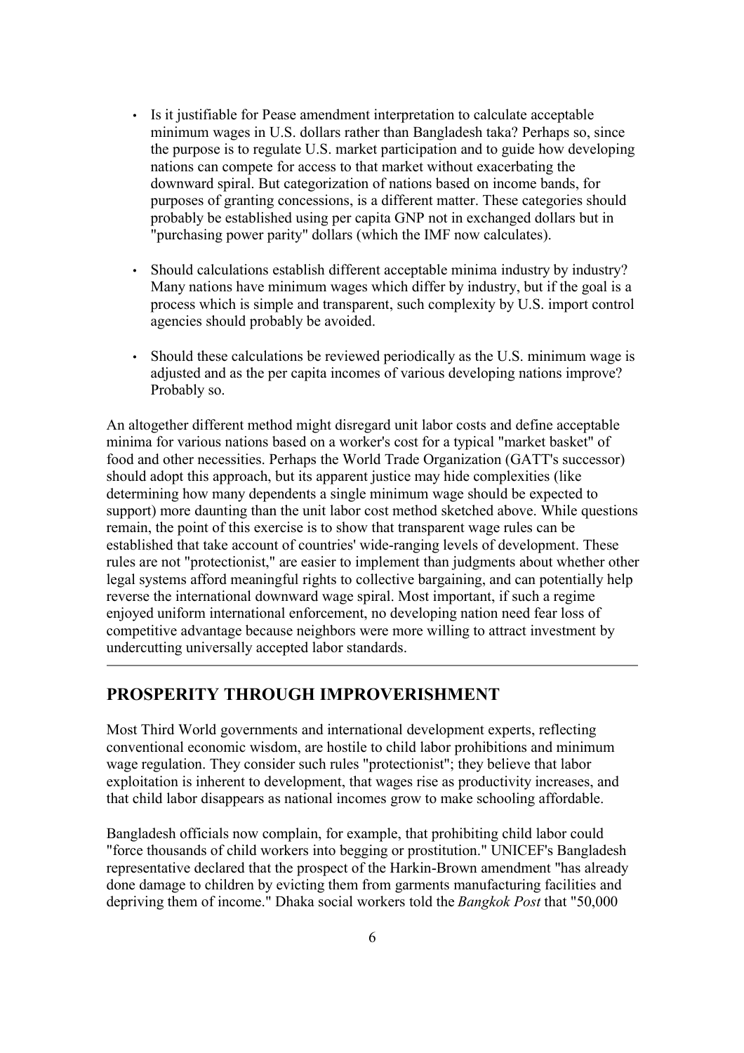- Is it justifiable for Pease amendment interpretation to calculate acceptable minimum wages in U.S. dollars rather than Bangladesh taka? Perhaps so, since the purpose is to regulate U.S. market participation and to guide how developing nations can compete for access to that market without exacerbating the downward spiral. But categorization of nations based on income bands, for purposes of granting concessions, is a different matter. These categories should probably be established using per capita GNP not in exchanged dollars but in "purchasing power parity" dollars (which the IMF now calculates).

- Should calculations establish different acceptable minima industry by industry? Many nations have minimum wages which differ by industry, but if the goal is a process which is simple and transparent, such complexity by U.S. import control agencies should probably be avoided.

- Should these calculations be reviewed periodically as the U.S. minimum wage is adjusted and as the per capita incomes of various developing nations improve? Probably so.

An altogether different method might disregard unit labor costs and define acceptable minima for various nations based on a worker's cost for a typical "market basket" of food and other necessities. Perhaps the World Trade Organization (GATT's successor) should adopt this approach, but its apparent justice may hide complexities (like determining how many dependents a single minimum wage should be expected to support) more daunting than the unit labor cost method sketched above. While questions remain, the point of this exercise is to show that transparent wage rules can be established that take account of countries' wide-ranging levels of development. These rules are not "protectionist," are easier to implement than judgments about whether other legal systems afford meaningful rights to collective bargaining, and can potentially help reverse the international downward wage spiral. Most important, if such a regime enjoyed uniform international enforcement, no developing nation need fear loss of competitive advantage because neighbors were more willing to attract investment by undercutting universally accepted labor standards.

---

## PROSPERITY THROUGH IMPROVERISHMENT

Most Third World governments and international development experts, reflecting conventional economic wisdom, are hostile to child labor prohibitions and minimum wage regulation. They consider such rules "protectionist"; they believe that labor exploitation is inherent to development, that wages rise as productivity increases, and that child labor disappears as national incomes grow to make schooling affordable.

Bangladesh officials now complain, for example, that prohibiting child labor could "force thousands of child workers into begging or prostitution." UNICEF's Bangladesh representative declared that the prospect of the Harkin-Brown amendment "has already done damage to children by evicting them from garments manufacturing facilities and depriving them of income." Dhaka social workers told the *Bangkok Post* that "50,000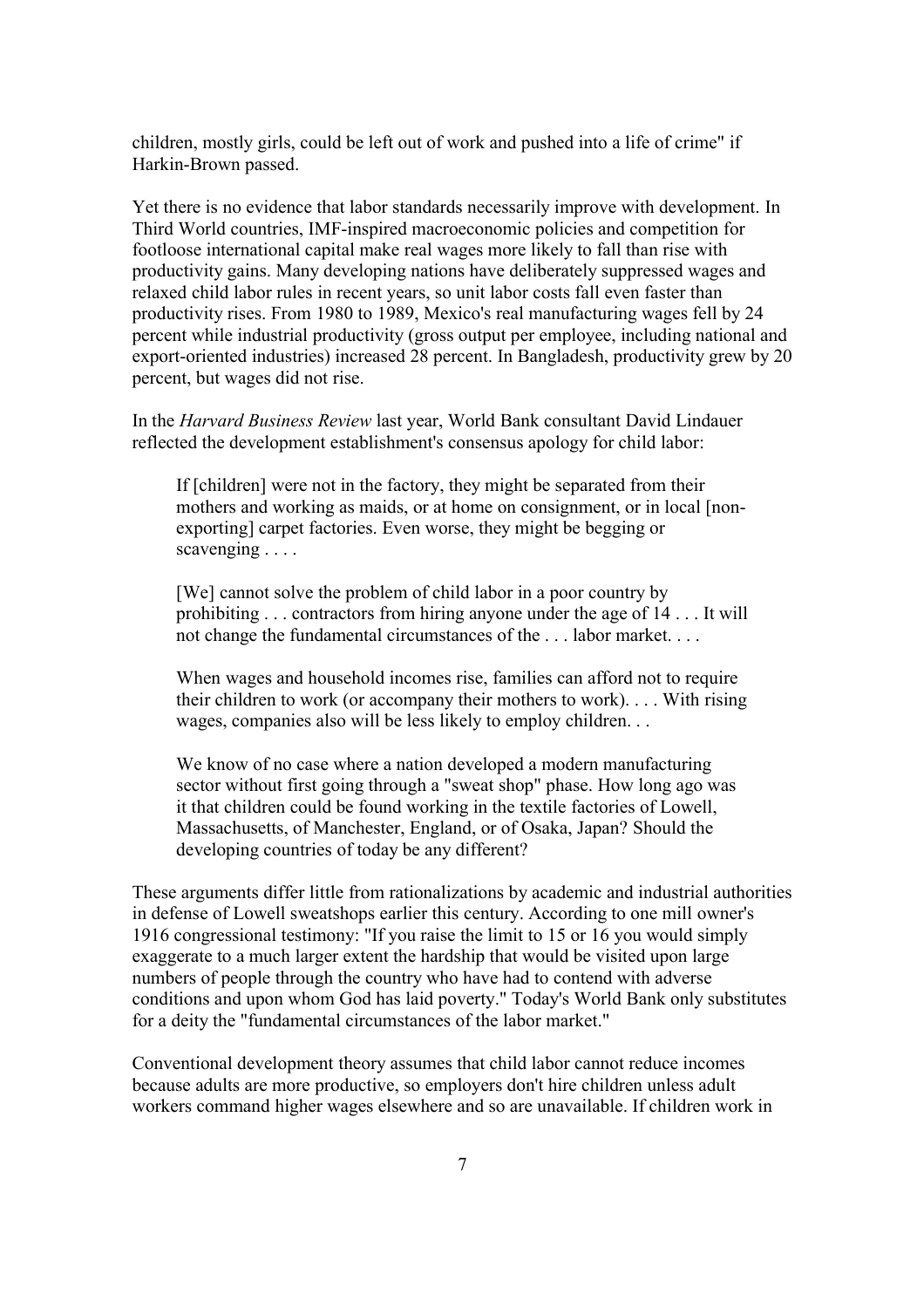children, mostly girls, could be left out of work and pushed into a life of crime" if Harkin-Brown passed.

Yet there is no evidence that labor standards necessarily improve with development. In Third World countries, IMF-inspired macroeconomic policies and competition for footloose international capital make real wages more likely to fall than rise with productivity gains. Many developing nations have deliberately suppressed wages and relaxed child labor rules in recent years, so unit labor costs fall even faster than productivity rises. From 1980 to 1989, Mexico's real manufacturing wages fell by 24 percent while industrial productivity (gross output per employee, including national and export-oriented industries) increased 28 percent. In Bangladesh, productivity grew by 20 percent, but wages did not rise.

In the *Harvard Business Review* last year, World Bank consultant David Lindauer reflected the development establishment's consensus apology for child labor:

> If [children] were not in the factory, they might be separated from their mothers and working as maids, or at home on consignment, or in local [non-exporting] carpet factories. Even worse, they might be begging or scavenging . . . .
>
> [We] cannot solve the problem of child labor in a poor country by prohibiting . . . contractors from hiring anyone under the age of 14 . . . It will not change the fundamental circumstances of the . . . labor market. . . .
>
> When wages and household incomes rise, families can afford not to require their children to work (or accompany their mothers to work). . . . With rising wages, companies also will be less likely to employ children. . .
>
> We know of no case where a nation developed a modern manufacturing sector without first going through a "sweat shop" phase. How long ago was it that children could be found working in the textile factories of Lowell, Massachusetts, of Manchester, England, or of Osaka, Japan? Should the developing countries of today be any different?

These arguments differ little from rationalizations by academic and industrial authorities in defense of Lowell sweatshops earlier this century. According to one mill owner's 1916 congressional testimony: "If you raise the limit to 15 or 16 you would simply exaggerate to a much larger extent the hardship that would be visited upon large numbers of people through the country who have had to contend with adverse conditions and upon whom God has laid poverty." Today's World Bank only substitutes for a deity the "fundamental circumstances of the labor market."

Conventional development theory assumes that child labor cannot reduce incomes because adults are more productive, so employers don't hire children unless adult workers command higher wages elsewhere and so are unavailable. If children work in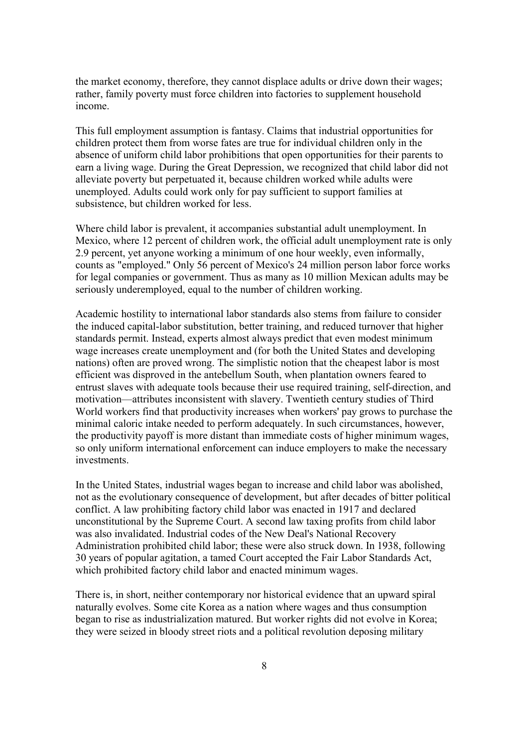the market economy, therefore, they cannot displace adults or drive down their wages; rather, family poverty must force children into factories to supplement household income.

This full employment assumption is fantasy. Claims that industrial opportunities for children protect them from worse fates are true for individual children only in the absence of uniform child labor prohibitions that open opportunities for their parents to earn a living wage. During the Great Depression, we recognized that child labor did not alleviate poverty but perpetuated it, because children worked while adults were unemployed. Adults could work only for pay sufficient to support families at subsistence, but children worked for less.

Where child labor is prevalent, it accompanies substantial adult unemployment. In Mexico, where 12 percent of children work, the official adult unemployment rate is only 2.9 percent, yet anyone working a minimum of one hour weekly, even informally, counts as "employed." Only 56 percent of Mexico's 24 million person labor force works for legal companies or government. Thus as many as 10 million Mexican adults may be seriously underemployed, equal to the number of children working.

Academic hostility to international labor standards also stems from failure to consider the induced capital-labor substitution, better training, and reduced turnover that higher standards permit. Instead, experts almost always predict that even modest minimum wage increases create unemployment and (for both the United States and developing nations) often are proved wrong. The simplistic notion that the cheapest labor is most efficient was disproved in the antebellum South, when plantation owners feared to entrust slaves with adequate tools because their use required training, self-direction, and motivation—attributes inconsistent with slavery. Twentieth century studies of Third World workers find that productivity increases when workers' pay grows to purchase the minimal caloric intake needed to perform adequately. In such circumstances, however, the productivity payoff is more distant than immediate costs of higher minimum wages, so only uniform international enforcement can induce employers to make the necessary investments.

In the United States, industrial wages began to increase and child labor was abolished, not as the evolutionary consequence of development, but after decades of bitter political conflict. A law prohibiting factory child labor was enacted in 1917 and declared unconstitutional by the Supreme Court. A second law taxing profits from child labor was also invalidated. Industrial codes of the New Deal's National Recovery Administration prohibited child labor; these were also struck down. In 1938, following 30 years of popular agitation, a tamed Court accepted the Fair Labor Standards Act, which prohibited factory child labor and enacted minimum wages.

There is, in short, neither contemporary nor historical evidence that an upward spiral naturally evolves. Some cite Korea as a nation where wages and thus consumption began to rise as industrialization matured. But worker rights did not evolve in Korea; they were seized in bloody street riots and a political revolution deposing military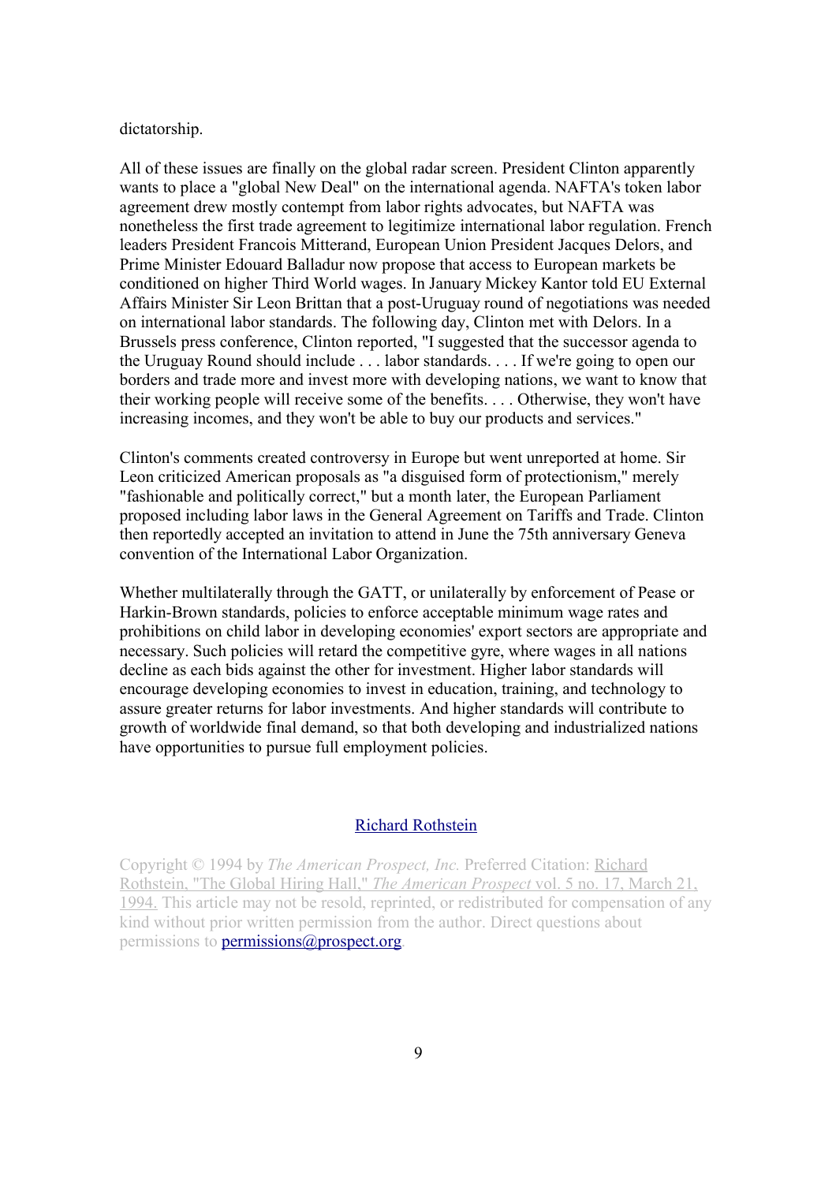dictatorship.

All of these issues are finally on the global radar screen. President Clinton apparently wants to place a "global New Deal" on the international agenda. NAFTA's token labor agreement drew mostly contempt from labor rights advocates, but NAFTA was nonetheless the first trade agreement to legitimize international labor regulation. French leaders President Francois Mitterand, European Union President Jacques Delors, and Prime Minister Edouard Balladur now propose that access to European markets be conditioned on higher Third World wages. In January Mickey Kantor told EU External Affairs Minister Sir Leon Brittan that a post-Uruguay round of negotiations was needed on international labor standards. The following day, Clinton met with Delors. In a Brussels press conference, Clinton reported, "I suggested that the successor agenda to the Uruguay Round should include . . . labor standards. . . . If we're going to open our borders and trade more and invest more with developing nations, we want to know that their working people will receive some of the benefits. . . . Otherwise, they won't have increasing incomes, and they won't be able to buy our products and services."

Clinton's comments created controversy in Europe but went unreported at home. Sir Leon criticized American proposals as "a disguised form of protectionism," merely "fashionable and politically correct," but a month later, the European Parliament proposed including labor laws in the General Agreement on Tariffs and Trade. Clinton then reportedly accepted an invitation to attend in June the 75th anniversary Geneva convention of the International Labor Organization.

Whether multilaterally through the GATT, or unilaterally by enforcement of Pease or Harkin-Brown standards, policies to enforce acceptable minimum wage rates and prohibitions on child labor in developing economies' export sectors are appropriate and necessary. Such policies will retard the competitive gyre, where wages in all nations decline as each bids against the other for investment. Higher labor standards will encourage developing economies to invest in education, training, and technology to assure greater returns for labor investments. And higher standards will contribute to growth of worldwide final demand, so that both developing and industrialized nations have opportunities to pursue full employment policies.

Richard Rothstein

Copyright © 1994 by *The American Prospect, Inc.* Preferred Citation: Richard Rothstein, "The Global Hiring Hall," *The American Prospect* vol. 5 no. 17, March 21, 1994. This article may not be resold, reprinted, or redistributed for compensation of any kind without prior written permission from the author. Direct questions about permissions to permissions@prospect.org.